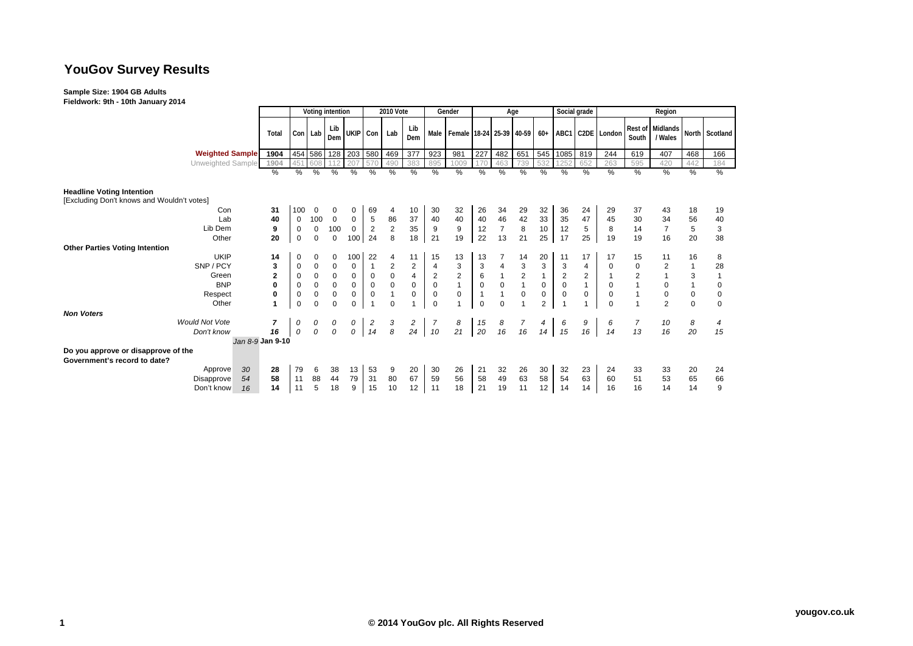# YouGov Survey Results

**Sample Size: 1904 GB Adults**
**Fieldwork: 9th - 10th January 2014**

| | | Total | Voting intention | | | | 2010 Vote | | | Gender | | Age | | | | Social grade | | Region | | | | |
|---|---|---|---|---|---|---|---|---|---|---|---|---|---|---|---|---|---|---|---|---|---|---|
| | | | Con | Lab | Lib Dem | UKIP | Con | Lab | Lib Dem | Male | Female | 18-24 | 25-39 | 40-59 | 60+ | ABC1 | C2DE | London | Rest of South | Midlands / Wales | North | Scotland |
| **Weighted Sample** | | 1904 | 454 | 586 | 128 | 203 | 580 | 469 | 377 | 923 | 981 | 227 | 482 | 651 | 545 | 1085 | 819 | 244 | 619 | 407 | 468 | 166 |
| Unweighted Sample | | 1904 | 451 | 608 | 112 | 207 | 570 | 490 | 383 | 895 | 1009 | 170 | 463 | 739 | 532 | 1252 | 652 | 263 | 595 | 420 | 442 | 184 |
| | | % | % | % | % | % | % | % | % | % | % | % | % | % | % | % | % | % | % | % | % | % |
| **Headline Voting Intention** [Excluding Don't knows and Wouldn't votes] | | | | | | | | | | | | | | | | | | | | | | |
| Con | | 31 | 100 | 0 | 0 | 0 | 69 | 4 | 10 | 30 | 32 | 26 | 34 | 29 | 32 | 36 | 24 | 29 | 37 | 43 | 18 | 19 |
| Lab | | 40 | 0 | 100 | 0 | 0 | 5 | 86 | 37 | 40 | 40 | 40 | 46 | 42 | 33 | 35 | 47 | 45 | 30 | 34 | 56 | 40 |
| Lib Dem | | 9 | 0 | 0 | 100 | 0 | 2 | 2 | 35 | 9 | 9 | 12 | 7 | 8 | 10 | 12 | 5 | 8 | 14 | 7 | 5 | 3 |
| Other | | 20 | 0 | 0 | 0 | 100 | 24 | 8 | 18 | 21 | 19 | 22 | 13 | 21 | 25 | 17 | 25 | 19 | 19 | 16 | 20 | 38 |
| **Other Parties Voting Intention** | | | | | | | | | | | | | | | | | | | | | | |
| UKIP | | 14 | 0 | 0 | 0 | 100 | 22 | 4 | 11 | 15 | 13 | 13 | 7 | 14 | 20 | 11 | 17 | 17 | 15 | 11 | 16 | 8 |
| SNP / PCY | | 3 | 0 | 0 | 0 | 0 | 1 | 2 | 2 | 4 | 3 | 3 | 4 | 3 | 3 | 3 | 4 | 0 | 0 | 2 | 1 | 28 |
| Green | | 2 | 0 | 0 | 0 | 0 | 0 | 0 | 4 | 2 | 2 | 6 | 1 | 2 | 1 | 2 | 2 | 1 | 2 | 1 | 3 | 1 |
| BNP | | 0 | 0 | 0 | 0 | 0 | 0 | 0 | 0 | 0 | 1 | 0 | 0 | 1 | 0 | 0 | 1 | 0 | 1 | 0 | 1 | 0 |
| Respect | | 0 | 0 | 0 | 0 | 0 | 0 | 1 | 0 | 0 | 0 | 1 | 1 | 0 | 0 | 0 | 0 | 0 | 1 | 0 | 0 | 0 |
| Other | | 1 | 0 | 0 | 0 | 0 | 1 | 0 | 1 | 0 | 1 | 0 | 0 | 1 | 2 | 1 | 1 | 0 | 1 | 2 | 0 | 0 |
| ***Non Voters*** | | | | | | | | | | | | | | | | | | | | | | |
| *Would Not Vote* | | *7* | *0* | *0* | *0* | *0* | *2* | *3* | *2* | *7* | *8* | *15* | *8* | *7* | *4* | *6* | *9* | *6* | *7* | *10* | *8* | *4* |
| *Don't know* | | *16* | *0* | *0* | *0* | *0* | *14* | *8* | *24* | *10* | *21* | *20* | *16* | *16* | *14* | *15* | *16* | *14* | *13* | *16* | *20* | *15* |
| | *Jan 8-9* | **Jan 9-10** | | | | | | | | | | | | | | | | | | | | |
| **Do you approve or disapprove of the Government's record to date?** | | | | | | | | | | | | | | | | | | | | | | |
| Approve | 30 | 28 | 79 | 6 | 38 | 13 | 53 | 9 | 20 | 30 | 26 | 21 | 32 | 26 | 30 | 32 | 23 | 24 | 33 | 33 | 20 | 24 |
| Disapprove | 54 | 58 | 11 | 88 | 44 | 79 | 31 | 80 | 67 | 59 | 56 | 58 | 49 | 63 | 58 | 54 | 63 | 60 | 51 | 53 | 65 | 66 |
| Don't know | 16 | 14 | 11 | 5 | 18 | 9 | 15 | 10 | 12 | 11 | 18 | 21 | 19 | 11 | 12 | 14 | 14 | 16 | 16 | 14 | 14 | 9 |

© 2014 YouGov plc. All Rights Reserved

yougov.co.uk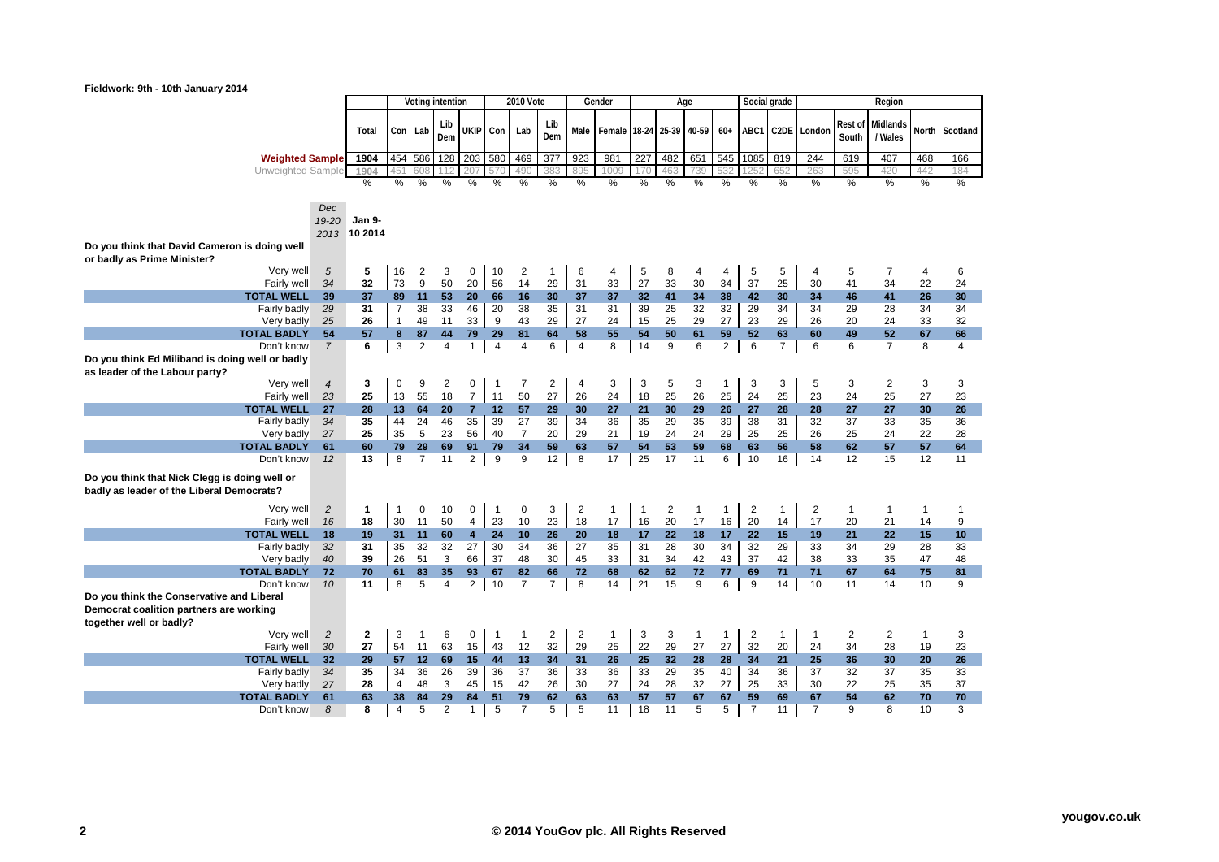**Fieldwork: 9th - 10th January 2014**

| | Dec 19-20 2013 | Jan 9-10 2014 | Voting intention | | | | 2010 Vote | | | Gender | | Age | | | | Social grade | | Region | | | | |
|---|---|---|---|---|---|---|---|---|---|---|---|---|---|---|---|---|---|---|---|---|---|---|
| | | Total | Con | Lab | Lib Dem | UKIP | Con | Lab | Lib Dem | Male | Female | 18-24 | 25-39 | 40-59 | 60+ | ABC1 | C2DE | London | Rest of South | Midlands / Wales | North | Scotland |
| **Weighted Sample** | | 1904 | 454 | 586 | 128 | 203 | 580 | 469 | 377 | 923 | 981 | 227 | 482 | 651 | 545 | 1085 | 819 | 244 | 619 | 407 | 468 | 166 |
| Unweighted Sample | | 1904 | 451 | 608 | 112 | 207 | 570 | 490 | 383 | 895 | 1009 | 170 | 463 | 739 | 532 | 1252 | 652 | 263 | 595 | 420 | 442 | 184 |
| | | % | % | % | % | % | % | % | % | % | % | % | % | % | % | % | % | % | % | % | % | % |
| **Do you think that David Cameron is doing well or badly as Prime Minister?** | | | | | | | | | | | | | | | | | | | | | | |
| Very well | 5 | 5 | 16 | 2 | 3 | 0 | 10 | 2 | 1 | 6 | 4 | 5 | 8 | 4 | 4 | 5 | 5 | 4 | 5 | 7 | 4 | 6 |
| Fairly well | 34 | 32 | 73 | 9 | 50 | 20 | 56 | 14 | 29 | 31 | 33 | 27 | 33 | 30 | 34 | 37 | 25 | 30 | 41 | 34 | 22 | 24 |
| **TOTAL WELL** | 39 | 37 | 89 | 11 | 53 | 20 | 66 | 16 | 30 | 37 | 37 | 32 | 41 | 34 | 38 | 42 | 30 | 34 | 46 | 41 | 26 | 30 |
| Fairly badly | 29 | 31 | 7 | 38 | 33 | 46 | 20 | 38 | 35 | 31 | 31 | 39 | 25 | 32 | 32 | 29 | 34 | 34 | 29 | 28 | 34 | 34 |
| Very badly | 25 | 26 | 1 | 49 | 11 | 33 | 9 | 43 | 29 | 27 | 24 | 15 | 25 | 29 | 27 | 23 | 29 | 26 | 20 | 24 | 33 | 32 |
| **TOTAL BADLY** | 54 | 57 | 8 | 87 | 44 | 79 | 29 | 81 | 64 | 58 | 55 | 54 | 50 | 61 | 59 | 52 | 63 | 60 | 49 | 52 | 67 | 66 |
| Don't know | 7 | 6 | 3 | 2 | 4 | 1 | 4 | 4 | 6 | 4 | 8 | 14 | 9 | 6 | 2 | 6 | 7 | 6 | 6 | 7 | 8 | 4 |
| **Do you think Ed Miliband is doing well or badly as leader of the Labour party?** | | | | | | | | | | | | | | | | | | | | | | |
| Very well | 4 | 3 | 0 | 9 | 2 | 0 | 1 | 7 | 2 | 4 | 3 | 3 | 5 | 3 | 1 | 3 | 3 | 5 | 3 | 2 | 3 | 3 |
| Fairly well | 23 | 25 | 13 | 55 | 18 | 7 | 11 | 50 | 27 | 26 | 24 | 18 | 25 | 26 | 25 | 24 | 25 | 23 | 24 | 25 | 27 | 23 |
| **TOTAL WELL** | 27 | 28 | 13 | 64 | 20 | 7 | 12 | 57 | 29 | 30 | 27 | 21 | 30 | 29 | 26 | 27 | 28 | 28 | 27 | 27 | 30 | 26 |
| Fairly badly | 34 | 35 | 44 | 24 | 46 | 35 | 39 | 27 | 39 | 34 | 36 | 35 | 29 | 35 | 39 | 38 | 31 | 32 | 37 | 33 | 35 | 36 |
| Very badly | 27 | 25 | 35 | 5 | 23 | 56 | 40 | 7 | 20 | 29 | 21 | 19 | 24 | 24 | 29 | 25 | 25 | 26 | 25 | 24 | 22 | 28 |
| **TOTAL BADLY** | 61 | 60 | 79 | 29 | 69 | 91 | 79 | 34 | 59 | 63 | 57 | 54 | 53 | 59 | 68 | 63 | 56 | 58 | 62 | 57 | 57 | 64 |
| Don't know | 12 | 13 | 8 | 7 | 11 | 2 | 9 | 9 | 12 | 8 | 17 | 25 | 17 | 11 | 6 | 10 | 16 | 14 | 12 | 15 | 12 | 11 |
| **Do you think that Nick Clegg is doing well or badly as leader of the Liberal Democrats?** | | | | | | | | | | | | | | | | | | | | | | |
| Very well | 2 | 1 | 1 | 0 | 10 | 0 | 1 | 0 | 3 | 2 | 1 | 1 | 2 | 1 | 1 | 2 | 1 | 2 | 1 | 1 | 1 | 1 |
| Fairly well | 16 | 18 | 30 | 11 | 50 | 4 | 23 | 10 | 23 | 18 | 17 | 16 | 20 | 17 | 16 | 20 | 14 | 17 | 20 | 21 | 14 | 9 |
| **TOTAL WELL** | 18 | 19 | 31 | 11 | 60 | 4 | 24 | 10 | 26 | 20 | 18 | 17 | 22 | 18 | 17 | 22 | 15 | 19 | 21 | 22 | 15 | 10 |
| Fairly badly | 32 | 31 | 35 | 32 | 32 | 27 | 30 | 34 | 36 | 27 | 35 | 31 | 28 | 30 | 34 | 32 | 29 | 33 | 34 | 29 | 28 | 33 |
| Very badly | 40 | 39 | 26 | 51 | 3 | 66 | 37 | 48 | 30 | 45 | 33 | 31 | 34 | 42 | 43 | 37 | 42 | 38 | 33 | 35 | 47 | 48 |
| **TOTAL BADLY** | 72 | 70 | 61 | 83 | 35 | 93 | 67 | 82 | 66 | 72 | 68 | 62 | 62 | 72 | 77 | 69 | 71 | 71 | 67 | 64 | 75 | 81 |
| Don't know | 10 | 11 | 8 | 5 | 4 | 2 | 10 | 7 | 7 | 8 | 14 | 21 | 15 | 9 | 6 | 9 | 14 | 10 | 11 | 14 | 10 | 9 |
| **Do you think the Conservative and Liberal Democrat coalition partners are working together well or badly?** | | | | | | | | | | | | | | | | | | | | | | |
| Very well | 2 | 2 | 3 | 1 | 6 | 0 | 1 | 1 | 2 | 2 | 1 | 3 | 3 | 1 | 1 | 2 | 1 | 1 | 2 | 2 | 1 | 3 |
| Fairly well | 30 | 27 | 54 | 11 | 63 | 15 | 43 | 12 | 32 | 29 | 25 | 22 | 29 | 27 | 27 | 32 | 20 | 24 | 34 | 28 | 19 | 23 |
| **TOTAL WELL** | 32 | 29 | 57 | 12 | 69 | 15 | 44 | 13 | 34 | 31 | 26 | 25 | 32 | 28 | 28 | 34 | 21 | 25 | 36 | 30 | 20 | 26 |
| Fairly badly | 34 | 35 | 34 | 36 | 26 | 39 | 36 | 37 | 36 | 33 | 36 | 33 | 29 | 35 | 40 | 34 | 36 | 37 | 32 | 37 | 35 | 33 |
| Very badly | 27 | 28 | 4 | 48 | 3 | 45 | 15 | 42 | 26 | 30 | 27 | 24 | 28 | 32 | 27 | 25 | 33 | 30 | 22 | 25 | 35 | 37 |
| **TOTAL BADLY** | 61 | 63 | 38 | 84 | 29 | 84 | 51 | 79 | 62 | 63 | 63 | 57 | 57 | 67 | 67 | 59 | 69 | 67 | 54 | 62 | 70 | 70 |
| Don't know | 8 | 8 | 4 | 5 | 2 | 1 | 5 | 7 | 5 | 5 | 11 | 18 | 11 | 5 | 5 | 7 | 11 | 7 | 9 | 8 | 10 | 3 |

© 2014 YouGov plc. All Rights Reserved

yougov.co.uk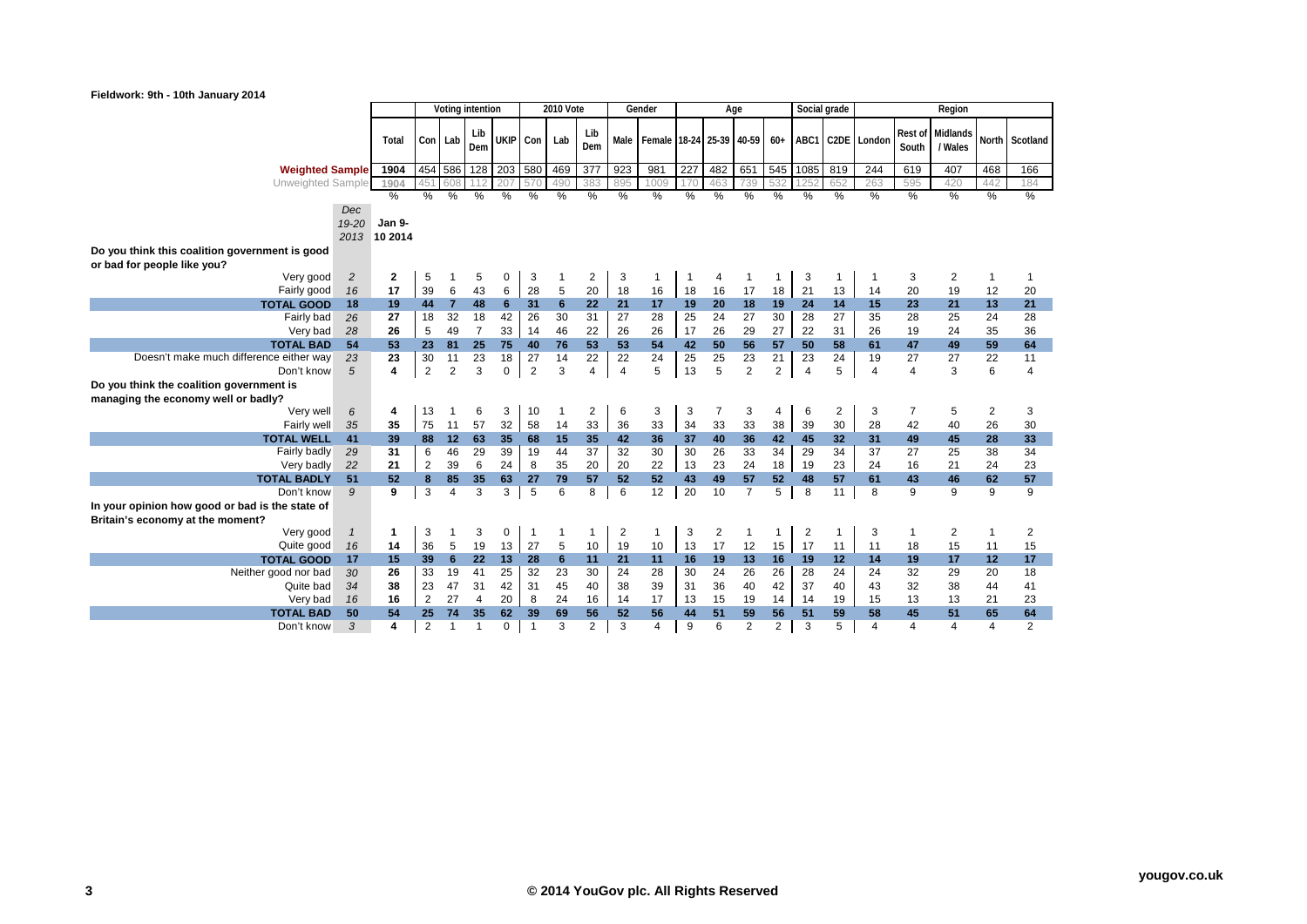**Fieldwork: 9th - 10th January 2014**

| | Dec 19-20 2013 | Jan 9-10 2014 | Voting intention | | | | 2010 Vote | | | Gender | | Age | | | | Social grade | | Region | | | | |
|---|---|---|---|---|---|---|---|---|---|---|---|---|---|---|---|---|---|---|---|---|---|---|
| | | Total | Con | Lab | Lib Dem | UKIP | Con | Lab | Lib Dem | Male | Female | 18-24 | 25-39 | 40-59 | 60+ | ABC1 | C2DE | London | Rest of South | Midlands / Wales | North | Scotland |
| **Weighted Sample** | | 1904 | 454 | 586 | 128 | 203 | 580 | 469 | 377 | 923 | 981 | 227 | 482 | 651 | 545 | 1085 | 819 | 244 | 619 | 407 | 468 | 166 |
| Unweighted Sample | | 1904 | 451 | 608 | 112 | 207 | 570 | 490 | 383 | 895 | 1009 | 170 | 463 | 739 | 532 | 1252 | 652 | 263 | 595 | 420 | 442 | 184 |
| | | % | % | % | % | % | % | % | % | % | % | % | % | % | % | % | % | % | % | % | % | % |
| **Do you think this coalition government is good or bad for people like you?** | | | | | | | | | | | | | | | | | | | | | | |
| Very good | 2 | 2 | 5 | 1 | 5 | 0 | 3 | 1 | 2 | 3 | 1 | 1 | 4 | 1 | 1 | 3 | 1 | 1 | 3 | 2 | 1 | 1 |
| Fairly good | 16 | 17 | 39 | 6 | 43 | 6 | 28 | 5 | 20 | 18 | 16 | 18 | 16 | 17 | 18 | 21 | 13 | 14 | 20 | 19 | 12 | 20 |
| **TOTAL GOOD** | 18 | 19 | 44 | 7 | 48 | 6 | 31 | 6 | 22 | 21 | 17 | 19 | 20 | 18 | 19 | 24 | 14 | 15 | 23 | 21 | 13 | 21 |
| Fairly bad | 26 | 27 | 18 | 32 | 18 | 42 | 26 | 30 | 31 | 27 | 28 | 25 | 24 | 27 | 30 | 28 | 27 | 35 | 28 | 25 | 24 | 28 |
| Very bad | 28 | 26 | 5 | 49 | 7 | 33 | 14 | 46 | 22 | 26 | 26 | 17 | 26 | 29 | 27 | 22 | 31 | 26 | 19 | 24 | 35 | 36 |
| **TOTAL BAD** | 54 | 53 | 23 | 81 | 25 | 75 | 40 | 76 | 53 | 53 | 54 | 42 | 50 | 56 | 57 | 50 | 58 | 61 | 47 | 49 | 59 | 64 |
| Doesn't make much difference either way | 23 | 23 | 30 | 11 | 23 | 18 | 27 | 14 | 22 | 22 | 24 | 25 | 25 | 23 | 21 | 23 | 24 | 19 | 27 | 27 | 22 | 11 |
| Don't know | 5 | 4 | 2 | 2 | 3 | 0 | 2 | 3 | 4 | 4 | 5 | 13 | 5 | 2 | 2 | 4 | 5 | 4 | 4 | 3 | 6 | 4 |
| **Do you think the coalition government is managing the economy well or badly?** | | | | | | | | | | | | | | | | | | | | | | |
| Very well | 6 | 4 | 13 | 1 | 6 | 3 | 10 | 1 | 2 | 6 | 3 | 3 | 7 | 3 | 4 | 6 | 2 | 3 | 7 | 5 | 2 | 3 |
| Fairly well | 35 | 35 | 75 | 11 | 57 | 32 | 58 | 14 | 33 | 36 | 33 | 34 | 33 | 33 | 38 | 39 | 30 | 28 | 42 | 40 | 26 | 30 |
| **TOTAL WELL** | 41 | 39 | 88 | 12 | 63 | 35 | 68 | 15 | 35 | 42 | 36 | 37 | 40 | 36 | 42 | 45 | 32 | 31 | 49 | 45 | 28 | 33 |
| Fairly badly | 29 | 31 | 6 | 46 | 29 | 39 | 19 | 44 | 37 | 32 | 30 | 30 | 26 | 33 | 34 | 29 | 34 | 37 | 27 | 25 | 38 | 34 |
| Very badly | 22 | 21 | 2 | 39 | 6 | 24 | 8 | 35 | 20 | 20 | 22 | 13 | 23 | 24 | 18 | 19 | 23 | 24 | 16 | 21 | 24 | 23 |
| **TOTAL BADLY** | 51 | 52 | 8 | 85 | 35 | 63 | 27 | 79 | 57 | 52 | 52 | 43 | 49 | 57 | 52 | 48 | 57 | 61 | 43 | 46 | 62 | 57 |
| Don't know | 9 | 9 | 3 | 4 | 3 | 3 | 5 | 6 | 8 | 6 | 12 | 20 | 10 | 7 | 5 | 8 | 11 | 8 | 9 | 9 | 9 | 9 |
| **In your opinion how good or bad is the state of Britain's economy at the moment?** | | | | | | | | | | | | | | | | | | | | | | |
| Very good | 1 | 1 | 3 | 1 | 3 | 0 | 1 | 1 | 1 | 2 | 1 | 3 | 2 | 1 | 1 | 2 | 1 | 3 | 1 | 2 | 1 | 2 |
| Quite good | 16 | 14 | 36 | 5 | 19 | 13 | 27 | 5 | 10 | 19 | 10 | 13 | 17 | 12 | 15 | 17 | 11 | 11 | 18 | 15 | 11 | 15 |
| **TOTAL GOOD** | 17 | 15 | 39 | 6 | 22 | 13 | 28 | 6 | 11 | 21 | 11 | 16 | 19 | 13 | 16 | 19 | 12 | 14 | 19 | 17 | 12 | 17 |
| Neither good nor bad | 30 | 26 | 33 | 19 | 41 | 25 | 32 | 23 | 30 | 24 | 28 | 30 | 24 | 26 | 26 | 28 | 24 | 24 | 32 | 29 | 20 | 18 |
| Quite bad | 34 | 38 | 23 | 47 | 31 | 42 | 31 | 45 | 40 | 38 | 39 | 31 | 36 | 40 | 42 | 37 | 40 | 43 | 32 | 38 | 44 | 41 |
| Very bad | 16 | 16 | 2 | 27 | 4 | 20 | 8 | 24 | 16 | 14 | 17 | 13 | 15 | 19 | 14 | 14 | 19 | 15 | 13 | 13 | 21 | 23 |
| **TOTAL BAD** | 50 | 54 | 25 | 74 | 35 | 62 | 39 | 69 | 56 | 52 | 56 | 44 | 51 | 59 | 56 | 51 | 59 | 58 | 45 | 51 | 65 | 64 |
| Don't know | 3 | 4 | 2 | 1 | 1 | 0 | 1 | 3 | 2 | 3 | 4 | 9 | 6 | 2 | 2 | 3 | 5 | 4 | 4 | 4 | 4 | 2 |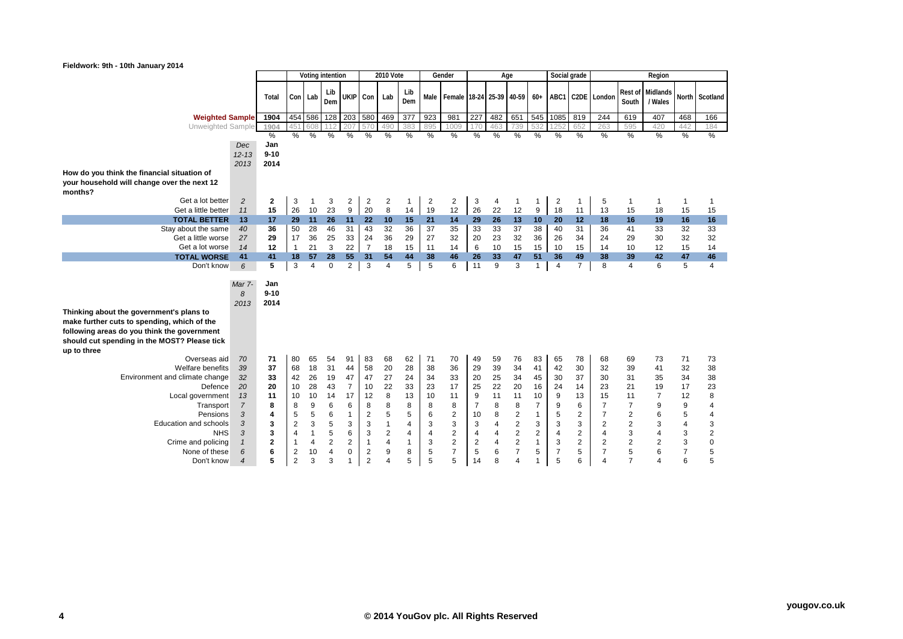**Fieldwork: 9th - 10th January 2014**

| | | Total | Voting intention | | | | 2010 Vote | | | Gender | | Age | | | | Social grade | | Region | | | | |
|---|---|---|---|---|---|---|---|---|---|---|---|---|---|---|---|---|---|---|---|---|---|---|
| | | | Con | Lab | Lib Dem | UKIP | Con | Lab | Lib Dem | Male | Female | 18-24 | 25-39 | 40-59 | 60+ | ABC1 | C2DE | London | Rest of South | Midlands / Wales | North | Scotland |
| **Weighted Sample** | | 1904 | 454 | 586 | 128 | 203 | 580 | 469 | 377 | 923 | 981 | 227 | 482 | 651 | 545 | 1085 | 819 | 244 | 619 | 407 | 468 | 166 |
| Unweighted Sample | | 1904 | 451 | 608 | 112 | 207 | 570 | 490 | 383 | 895 | 1009 | 170 | 463 | 739 | 532 | 1252 | 652 | 263 | 595 | 420 | 442 | 184 |
| | | % | % | % | % | % | % | % | % | % | % | % | % | % | % | % | % | % | % | % | % | % |
| | *Dec 12-13 2013* | Jan 9-10 2014 | | | | | | | | | | | | | | | | | | | | |
| **How do you think the financial situation of your household will change over the next 12 months?** | | | | | | | | | | | | | | | | | | | | | | |
| Get a lot better | *2* | **2** | 3 | 1 | 3 | 2 | 2 | 2 | 1 | 2 | 2 | 3 | 4 | 1 | 1 | 2 | 1 | 5 | 1 | 1 | 1 | 1 |
| Get a little better | *11* | **15** | 26 | 10 | 23 | 9 | 20 | 8 | 14 | 19 | 12 | 26 | 22 | 12 | 9 | 18 | 11 | 13 | 15 | 18 | 15 | 15 |
| **TOTAL BETTER** | **13** | **17** | **29** | **11** | **26** | **11** | **22** | **10** | **15** | **21** | **14** | **29** | **26** | **13** | **10** | **20** | **12** | **18** | **16** | **19** | **16** | **16** |
| Stay about the same | *40* | **36** | 50 | 28 | 46 | 31 | 43 | 32 | 36 | 37 | 35 | 33 | 33 | 37 | 38 | 40 | 31 | 36 | 41 | 33 | 32 | 33 |
| Get a little worse | *27* | **29** | 17 | 36 | 25 | 33 | 24 | 36 | 29 | 27 | 32 | 20 | 23 | 32 | 36 | 26 | 34 | 24 | 29 | 30 | 32 | 32 |
| Get a lot worse | *14* | **12** | 1 | 21 | 3 | 22 | 7 | 18 | 15 | 11 | 14 | 6 | 10 | 15 | 15 | 10 | 15 | 14 | 10 | 12 | 15 | 14 |
| **TOTAL WORSE** | **41** | **41** | **18** | **57** | **28** | **55** | **31** | **54** | **44** | **38** | **46** | **26** | **33** | **47** | **51** | **36** | **49** | **38** | **39** | **42** | **47** | **46** |
| Don't know | *6* | **5** | 3 | 4 | 0 | 2 | 3 | 4 | 5 | 5 | 6 | 11 | 9 | 3 | 1 | 4 | 7 | 8 | 4 | 6 | 5 | 4 |
| | *Mar 7-8 2013* | Jan 9-10 2014 | | | | | | | | | | | | | | | | | | | | |
| **Thinking about the government's plans to make further cuts to spending, which of the following areas do you think the government should cut spending in the MOST? Please tick up to three** | | | | | | | | | | | | | | | | | | | | | | |
| Overseas aid | *70* | **71** | 80 | 65 | 54 | 91 | 83 | 68 | 62 | 71 | 70 | 49 | 59 | 76 | 83 | 65 | 78 | 68 | 69 | 73 | 71 | 73 |
| Welfare benefits | *39* | **37** | 68 | 18 | 31 | 44 | 58 | 20 | 28 | 38 | 36 | 29 | 39 | 34 | 41 | 42 | 30 | 32 | 39 | 41 | 32 | 38 |
| Environment and climate change | *32* | **33** | 42 | 26 | 19 | 47 | 47 | 27 | 24 | 34 | 33 | 20 | 25 | 34 | 45 | 30 | 37 | 30 | 31 | 35 | 34 | 38 |
| Defence | *20* | **20** | 10 | 28 | 43 | 7 | 10 | 22 | 33 | 23 | 17 | 25 | 22 | 20 | 16 | 24 | 14 | 23 | 21 | 19 | 17 | 23 |
| Local government | *13* | **11** | 10 | 10 | 14 | 17 | 12 | 8 | 13 | 10 | 11 | 9 | 11 | 11 | 10 | 9 | 13 | 15 | 11 | 7 | 12 | 8 |
| Transport | *7* | **8** | 8 | 9 | 6 | 6 | 8 | 8 | 8 | 8 | 8 | 7 | 8 | 8 | 7 | 9 | 6 | 7 | 7 | 9 | 9 | 4 |
| Pensions | *3* | **4** | 5 | 5 | 6 | 1 | 2 | 5 | 5 | 6 | 2 | 10 | 8 | 2 | 1 | 5 | 2 | 7 | 2 | 6 | 5 | 4 |
| Education and schools | *3* | **3** | 2 | 3 | 5 | 3 | 3 | 1 | 4 | 3 | 3 | 3 | 4 | 2 | 3 | 3 | 3 | 2 | 2 | 3 | 4 | 3 |
| NHS | *3* | **3** | 4 | 1 | 5 | 6 | 3 | 2 | 4 | 4 | 2 | 4 | 4 | 2 | 2 | 4 | 2 | 4 | 3 | 4 | 3 | 2 |
| Crime and policing | *1* | **2** | 1 | 4 | 2 | 2 | 1 | 4 | 1 | 3 | 2 | 2 | 4 | 2 | 1 | 3 | 2 | 2 | 2 | 2 | 3 | 0 |
| None of these | *6* | **6** | 2 | 10 | 4 | 0 | 2 | 9 | 8 | 5 | 7 | 5 | 6 | 7 | 5 | 7 | 5 | 7 | 5 | 6 | 7 | 5 |
| Don't know | *4* | **5** | 2 | 3 | 3 | 1 | 2 | 4 | 5 | 5 | 5 | 14 | 8 | 4 | 1 | 5 | 6 | 4 | 7 | 4 | 6 | 5 |

© 2014 YouGov plc. All Rights Reserved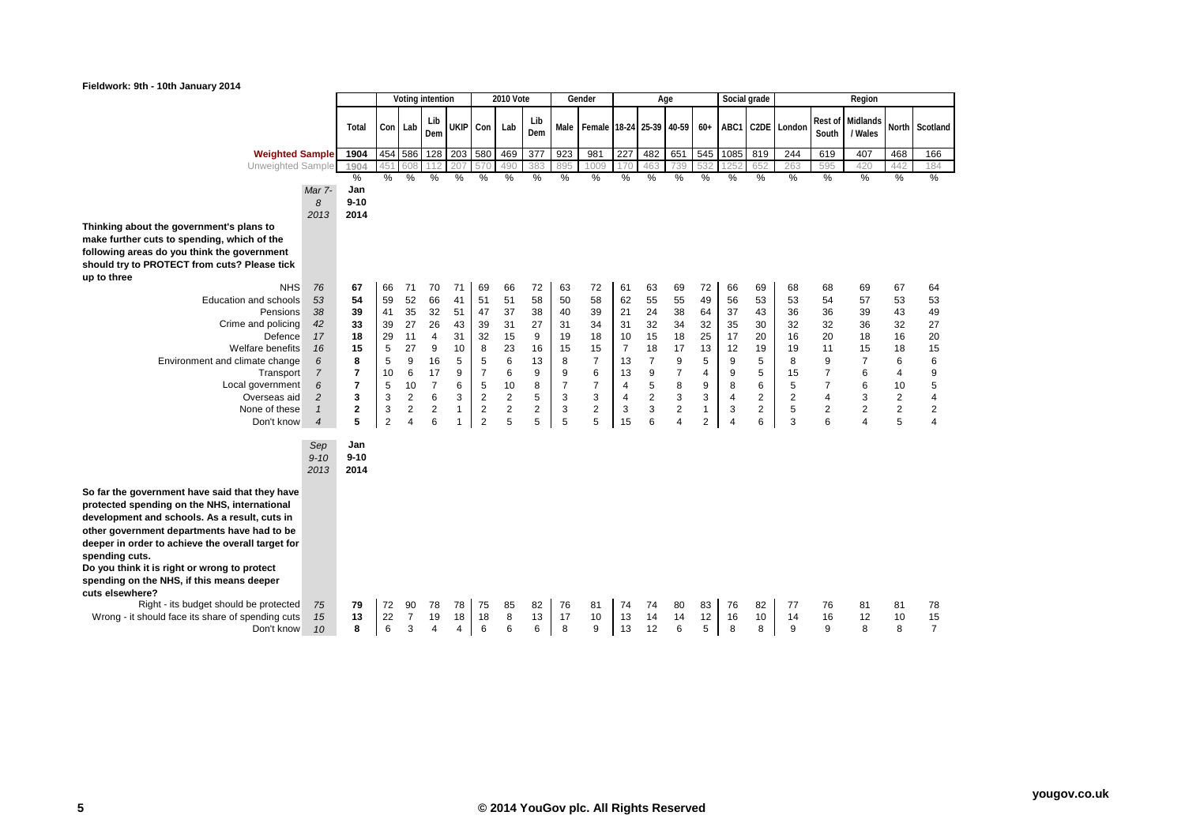**Fieldwork: 9th - 10th January 2014**

| | | | Voting intention | | | | 2010 Vote | | | Gender | | Age | | | | Social grade | | Region | | | | |
|---|---|---|---|---|---|---|---|---|---|---|---|---|---|---|---|---|---|---|---|---|---|---|
| | | Total | Con | Lab | Lib Dem | UKIP | Con | Lab | Lib Dem | Male | Female | 18-24 | 25-39 | 40-59 | 60+ | ABC1 | C2DE | London | Rest of South | Midlands / Wales | North | Scotland |
| **Weighted Sample** | | 1904 | 454 | 586 | 128 | 203 | 580 | 469 | 377 | 923 | 981 | 227 | 482 | 651 | 545 | 1085 | 819 | 244 | 619 | 407 | 468 | 166 |
| Unweighted Sample | | 1904 | 451 | 608 | 112 | 207 | 570 | 490 | 383 | 895 | 1009 | 170 | 463 | 739 | 532 | 1252 | 652 | 263 | 595 | 420 | 442 | 184 |
| | | % | % | % | % | % | % | % | % | % | % | % | % | % | % | % | % | % | % | % | % | % |
| | *Mar 7-8 2013* | **Jan 9-10 2014** | | | | | | | | | | | | | | | | | | | | |
| **Thinking about the government's plans to make further cuts to spending, which of the following areas do you think the government should try to PROTECT from cuts? Please tick up to three** | | | | | | | | | | | | | | | | | | | | | | |
| NHS | *76* | **67** | 66 | 71 | 70 | 71 | 69 | 66 | 72 | 63 | 72 | 61 | 63 | 69 | 72 | 66 | 69 | 68 | 68 | 69 | 67 | 64 |
| Education and schools | *53* | **54** | 59 | 52 | 66 | 41 | 51 | 51 | 58 | 50 | 58 | 62 | 55 | 55 | 49 | 56 | 53 | 53 | 54 | 57 | 53 | 53 |
| Pensions | *38* | **39** | 41 | 35 | 32 | 51 | 47 | 37 | 38 | 40 | 39 | 21 | 24 | 38 | 64 | 37 | 43 | 36 | 36 | 39 | 43 | 49 |
| Crime and policing | *42* | **33** | 39 | 27 | 26 | 43 | 39 | 31 | 27 | 31 | 34 | 31 | 32 | 34 | 32 | 35 | 30 | 32 | 32 | 36 | 32 | 27 |
| Defence | *17* | **18** | 29 | 11 | 4 | 31 | 32 | 15 | 9 | 19 | 18 | 10 | 15 | 18 | 25 | 17 | 20 | 16 | 20 | 18 | 16 | 20 |
| Welfare benefits | *16* | **15** | 5 | 27 | 9 | 10 | 8 | 23 | 16 | 15 | 15 | 7 | 18 | 17 | 13 | 12 | 19 | 19 | 11 | 15 | 18 | 15 |
| Environment and climate change | *6* | **8** | 5 | 9 | 16 | 5 | 5 | 6 | 13 | 8 | 7 | 13 | 7 | 9 | 5 | 9 | 5 | 8 | 9 | 7 | 6 | 6 |
| Transport | *7* | **7** | 10 | 6 | 17 | 9 | 7 | 6 | 9 | 9 | 6 | 13 | 9 | 7 | 4 | 9 | 5 | 15 | 7 | 6 | 4 | 9 |
| Local government | *6* | **7** | 5 | 10 | 7 | 6 | 5 | 10 | 8 | 7 | 7 | 4 | 5 | 8 | 9 | 8 | 6 | 5 | 7 | 6 | 10 | 5 |
| Overseas aid | *2* | **3** | 3 | 2 | 6 | 3 | 2 | 2 | 5 | 3 | 3 | 4 | 2 | 3 | 3 | 4 | 2 | 2 | 4 | 3 | 2 | 4 |
| None of these | *1* | **2** | 3 | 2 | 2 | 1 | 2 | 2 | 2 | 3 | 2 | 3 | 3 | 2 | 1 | 3 | 2 | 5 | 2 | 2 | 2 | 2 |
| Don't know | *4* | **5** | 2 | 4 | 6 | 1 | 2 | 5 | 5 | 5 | 5 | 15 | 6 | 4 | 2 | 4 | 6 | 3 | 6 | 4 | 5 | 4 |
| | *Sep 9-10 2013* | **Jan 9-10 2014** | | | | | | | | | | | | | | | | | | | | |
| **So far the government have said that they have protected spending on the NHS, international development and schools. As a result, cuts in other government departments have had to be deeper in order to achieve the overall target for spending cuts. Do you think it is right or wrong to protect spending on the NHS, if this means deeper cuts elsewhere?** | | | | | | | | | | | | | | | | | | | | | | |
| Right - its budget should be protected | *75* | **79** | 72 | 90 | 78 | 78 | 75 | 85 | 82 | 76 | 81 | 74 | 74 | 80 | 83 | 76 | 82 | 77 | 76 | 81 | 81 | 78 |
| Wrong - it should face its share of spending cuts | *15* | **13** | 22 | 7 | 19 | 18 | 18 | 8 | 13 | 17 | 10 | 13 | 14 | 14 | 12 | 16 | 10 | 14 | 16 | 12 | 10 | 15 |
| Don't know | *10* | **8** | 6 | 3 | 4 | 4 | 6 | 6 | 6 | 8 | 9 | 13 | 12 | 6 | 5 | 8 | 8 | 9 | 9 | 8 | 8 | 7 |

© 2014 YouGov plc. All Rights Reserved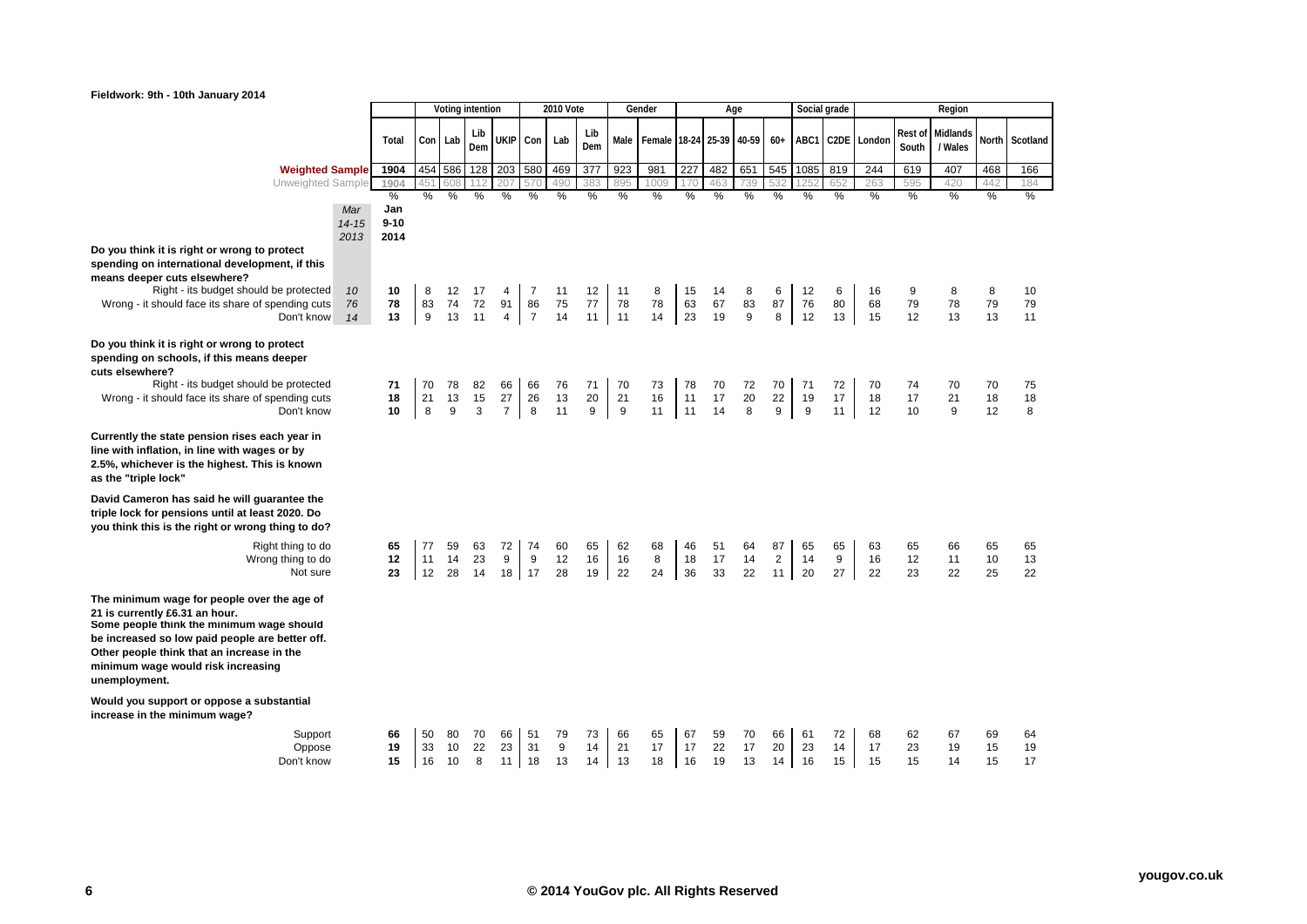**Fieldwork: 9th - 10th January 2014**

| | | Total | Voting intention | | | | 2010 Vote | | | Gender | | Age | | | | Social grade | | Region | | | | |
|---|---|---|---|---|---|---|---|---|---|---|---|---|---|---|---|---|---|---|---|---|---|---|
| | | | Con | Lab | Lib Dem | UKIP | Con | Lab | Lib Dem | Male | Female | 18-24 | 25-39 | 40-59 | 60+ | ABC1 | C2DE | London | Rest of South | Midlands / Wales | North | Scotland |
| **Weighted Sample** | | 1904 | 454 | 586 | 128 | 203 | 580 | 469 | 377 | 923 | 981 | 227 | 482 | 651 | 545 | 1085 | 819 | 244 | 619 | 407 | 468 | 166 |
| Unweighted Sample | | 1904 | 451 | 608 | 112 | 207 | 570 | 490 | 383 | 895 | 1009 | 170 | 463 | 739 | 532 | 1252 | 652 | 263 | 595 | 420 | 442 | 184 |
| | Mar 14-15 2013 | Jan 9-10 2014 | % | % | % | % | % | % | % | % | % | % | % | % | % | % | % | % | % | % | % | % |
| **Do you think it is right or wrong to protect spending on international development, if this means deeper cuts elsewhere?** | | | | | | | | | | | | | | | | | | | | | | |
| Right - its budget should be protected | 10 | 10 | 8 | 12 | 17 | 4 | 7 | 11 | 12 | 11 | 8 | 15 | 14 | 8 | 6 | 12 | 6 | 16 | 9 | 8 | 8 | 10 |
| Wrong - it should face its share of spending cuts | 76 | 78 | 83 | 74 | 72 | 91 | 86 | 75 | 77 | 78 | 78 | 63 | 67 | 83 | 87 | 76 | 80 | 68 | 79 | 78 | 79 | 79 |
| Don't know | 14 | 13 | 9 | 13 | 11 | 4 | 7 | 14 | 11 | 11 | 14 | 23 | 19 | 9 | 8 | 12 | 13 | 15 | 12 | 13 | 13 | 11 |
| **Do you think it is right or wrong to protect spending on schools, if this means deeper cuts elsewhere?** | | | | | | | | | | | | | | | | | | | | | | |
| Right - its budget should be protected | | 71 | 70 | 78 | 82 | 66 | 66 | 76 | 71 | 70 | 73 | 78 | 70 | 72 | 70 | 71 | 72 | 70 | 74 | 70 | 70 | 75 |
| Wrong - it should face its share of spending cuts | | 18 | 21 | 13 | 15 | 27 | 26 | 13 | 20 | 21 | 16 | 11 | 17 | 20 | 22 | 19 | 17 | 18 | 17 | 21 | 18 | 18 |
| Don't know | | 10 | 8 | 9 | 3 | 7 | 8 | 11 | 9 | 9 | 11 | 11 | 14 | 8 | 9 | 9 | 11 | 12 | 10 | 9 | 12 | 8 |
| **Currently the state pension rises each year in line with inflation, in line with wages or by 2.5%, whichever is the highest. This is known as the "triple lock"** | | | | | | | | | | | | | | | | | | | | | | |
| **David Cameron has said he will guarantee the triple lock for pensions until at least 2020. Do you think this is the right or wrong thing to do?** | | | | | | | | | | | | | | | | | | | | | | |
| Right thing to do | | 65 | 77 | 59 | 63 | 72 | 74 | 60 | 65 | 62 | 68 | 46 | 51 | 64 | 87 | 65 | 65 | 63 | 65 | 66 | 65 | 65 |
| Wrong thing to do | | 12 | 11 | 14 | 23 | 9 | 9 | 12 | 16 | 16 | 8 | 18 | 17 | 14 | 2 | 14 | 9 | 16 | 12 | 11 | 10 | 13 |
| Not sure | | 23 | 12 | 28 | 14 | 18 | 17 | 28 | 19 | 22 | 24 | 36 | 33 | 22 | 11 | 20 | 27 | 22 | 23 | 22 | 25 | 22 |
| **The minimum wage for people over the age of 21 is currently £6.31 an hour. Some people think the minimum wage should be increased so low paid people are better off. Other people think that an increase in the minimum wage would risk increasing unemployment.** | | | | | | | | | | | | | | | | | | | | | | |
| **Would you support or oppose a substantial increase in the minimum wage?** | | | | | | | | | | | | | | | | | | | | | | |
| Support | | 66 | 50 | 80 | 70 | 66 | 51 | 79 | 73 | 66 | 65 | 67 | 59 | 70 | 66 | 61 | 72 | 68 | 62 | 67 | 69 | 64 |
| Oppose | | 19 | 33 | 10 | 22 | 23 | 31 | 9 | 14 | 21 | 17 | 17 | 22 | 17 | 20 | 23 | 14 | 17 | 23 | 19 | 15 | 19 |
| Don't know | | 15 | 16 | 10 | 8 | 11 | 18 | 13 | 14 | 13 | 18 | 16 | 19 | 13 | 14 | 16 | 15 | 15 | 15 | 14 | 15 | 17 |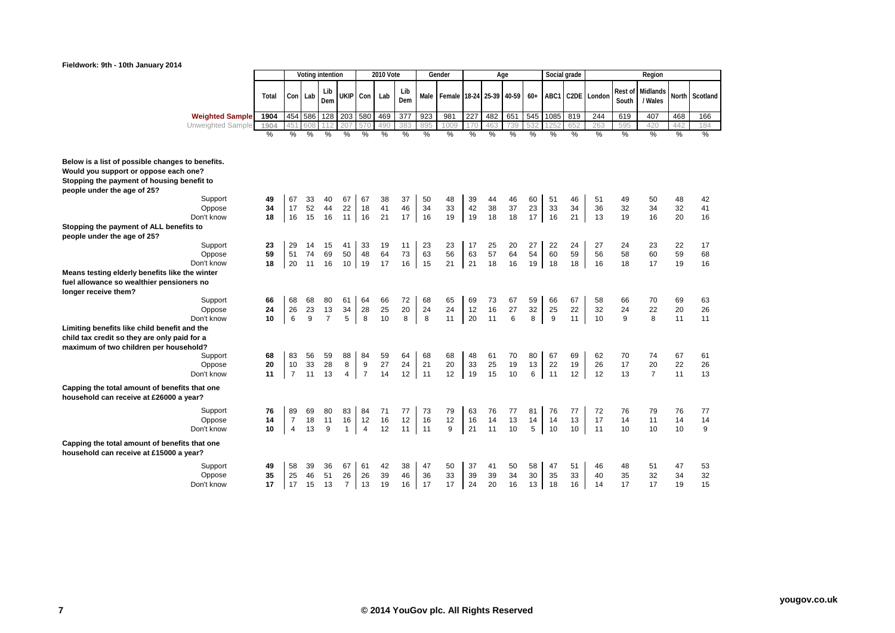Fieldwork: 9th - 10th January 2014

| | Total | Voting intention | | | | 2010 Vote | | | Gender | | Age | | | | Social grade | | Region | | | | |
|---|---|---|---|---|---|---|---|---|---|---|---|---|---|---|---|---|---|---|---|---|---|
| | | Con | Lab | Lib Dem | UKIP | Con | Lab | Lib Dem | Male | Female | 18-24 | 25-39 | 40-59 | 60+ | ABC1 | C2DE | London | Rest of South | Midlands / Wales | North | Scotland |
| **Weighted Sample** | 1904 | 454 | 586 | 128 | 203 | 580 | 469 | 377 | 923 | 981 | 227 | 482 | 651 | 545 | 1085 | 819 | 244 | 619 | 407 | 468 | 166 |
| Unweighted Sample | 1904 | 451 | 608 | 112 | 207 | 570 | 490 | 383 | 895 | 1009 | 170 | 463 | 739 | 532 | 1252 | 652 | 263 | 595 | 420 | 442 | 184 |
| | % | % | % | % | % | % | % | % | % | % | % | % | % | % | % | % | % | % | % | % | % |
| **Below is a list of possible changes to benefits. Would you support or oppose each one? Stopping the payment of housing benefit to people under the age of 25?** | | | | | | | | | | | | | | | | | | | | | |
| Support | 49 | 67 | 33 | 40 | 67 | 67 | 38 | 37 | 50 | 48 | 39 | 44 | 46 | 60 | 51 | 46 | 51 | 49 | 50 | 48 | 42 |
| Oppose | 34 | 17 | 52 | 44 | 22 | 18 | 41 | 46 | 34 | 33 | 42 | 38 | 37 | 23 | 33 | 34 | 36 | 32 | 34 | 32 | 41 |
| Don't know | 18 | 16 | 15 | 16 | 11 | 16 | 21 | 17 | 16 | 19 | 19 | 18 | 18 | 17 | 16 | 21 | 13 | 19 | 16 | 20 | 16 |
| **Stopping the payment of ALL benefits to people under the age of 25?** | | | | | | | | | | | | | | | | | | | | | |
| Support | 23 | 29 | 14 | 15 | 41 | 33 | 19 | 11 | 23 | 23 | 17 | 25 | 20 | 27 | 22 | 24 | 27 | 24 | 23 | 22 | 17 |
| Oppose | 59 | 51 | 74 | 69 | 50 | 48 | 64 | 73 | 63 | 56 | 63 | 57 | 64 | 54 | 60 | 59 | 56 | 58 | 60 | 59 | 68 |
| Don't know | 18 | 20 | 11 | 16 | 10 | 19 | 17 | 16 | 15 | 21 | 21 | 18 | 16 | 19 | 18 | 18 | 16 | 18 | 17 | 19 | 16 |
| **Means testing elderly benefits like the winter fuel allowance so wealthier pensioners no longer receive them?** | | | | | | | | | | | | | | | | | | | | | |
| Support | 66 | 68 | 68 | 80 | 61 | 64 | 66 | 72 | 68 | 65 | 69 | 73 | 67 | 59 | 66 | 67 | 58 | 66 | 70 | 69 | 63 |
| Oppose | 24 | 26 | 23 | 13 | 34 | 28 | 25 | 20 | 24 | 24 | 12 | 16 | 27 | 32 | 25 | 22 | 32 | 24 | 22 | 20 | 26 |
| Don't know | 10 | 6 | 9 | 7 | 5 | 8 | 10 | 8 | 8 | 11 | 20 | 11 | 6 | 8 | 9 | 11 | 10 | 9 | 8 | 11 | 11 |
| **Limiting benefits like child benefit and the child tax credit so they are only paid for a maximum of two children per household?** | | | | | | | | | | | | | | | | | | | | | |
| Support | 68 | 83 | 56 | 59 | 88 | 84 | 59 | 64 | 68 | 68 | 48 | 61 | 70 | 80 | 67 | 69 | 62 | 70 | 74 | 67 | 61 |
| Oppose | 20 | 10 | 33 | 28 | 8 | 9 | 27 | 24 | 21 | 20 | 33 | 25 | 19 | 13 | 22 | 19 | 26 | 17 | 20 | 22 | 26 |
| Don't know | 11 | 7 | 11 | 13 | 4 | 7 | 14 | 12 | 11 | 12 | 19 | 15 | 10 | 6 | 11 | 12 | 12 | 13 | 7 | 11 | 13 |
| **Capping the total amount of benefits that one household can receive at £26000 a year?** | | | | | | | | | | | | | | | | | | | | | |
| Support | 76 | 89 | 69 | 80 | 83 | 84 | 71 | 77 | 73 | 79 | 63 | 76 | 77 | 81 | 76 | 77 | 72 | 76 | 79 | 76 | 77 |
| Oppose | 14 | 7 | 18 | 11 | 16 | 12 | 16 | 12 | 16 | 12 | 16 | 14 | 13 | 14 | 14 | 13 | 17 | 14 | 11 | 14 | 14 |
| Don't know | 10 | 4 | 13 | 9 | 1 | 4 | 12 | 11 | 11 | 9 | 21 | 11 | 10 | 5 | 10 | 10 | 11 | 10 | 10 | 10 | 9 |
| **Capping the total amount of benefits that one household can receive at £15000 a year?** | | | | | | | | | | | | | | | | | | | | | |
| Support | 49 | 58 | 39 | 36 | 67 | 61 | 42 | 38 | 47 | 50 | 37 | 41 | 50 | 58 | 47 | 51 | 46 | 48 | 51 | 47 | 53 |
| Oppose | 35 | 25 | 46 | 51 | 26 | 26 | 39 | 46 | 36 | 33 | 39 | 39 | 34 | 30 | 35 | 33 | 40 | 35 | 32 | 34 | 32 |
| Don't know | 17 | 17 | 15 | 13 | 7 | 13 | 19 | 16 | 17 | 17 | 24 | 20 | 16 | 13 | 18 | 16 | 14 | 17 | 17 | 19 | 15 |

© 2014 YouGov plc. All Rights Reserved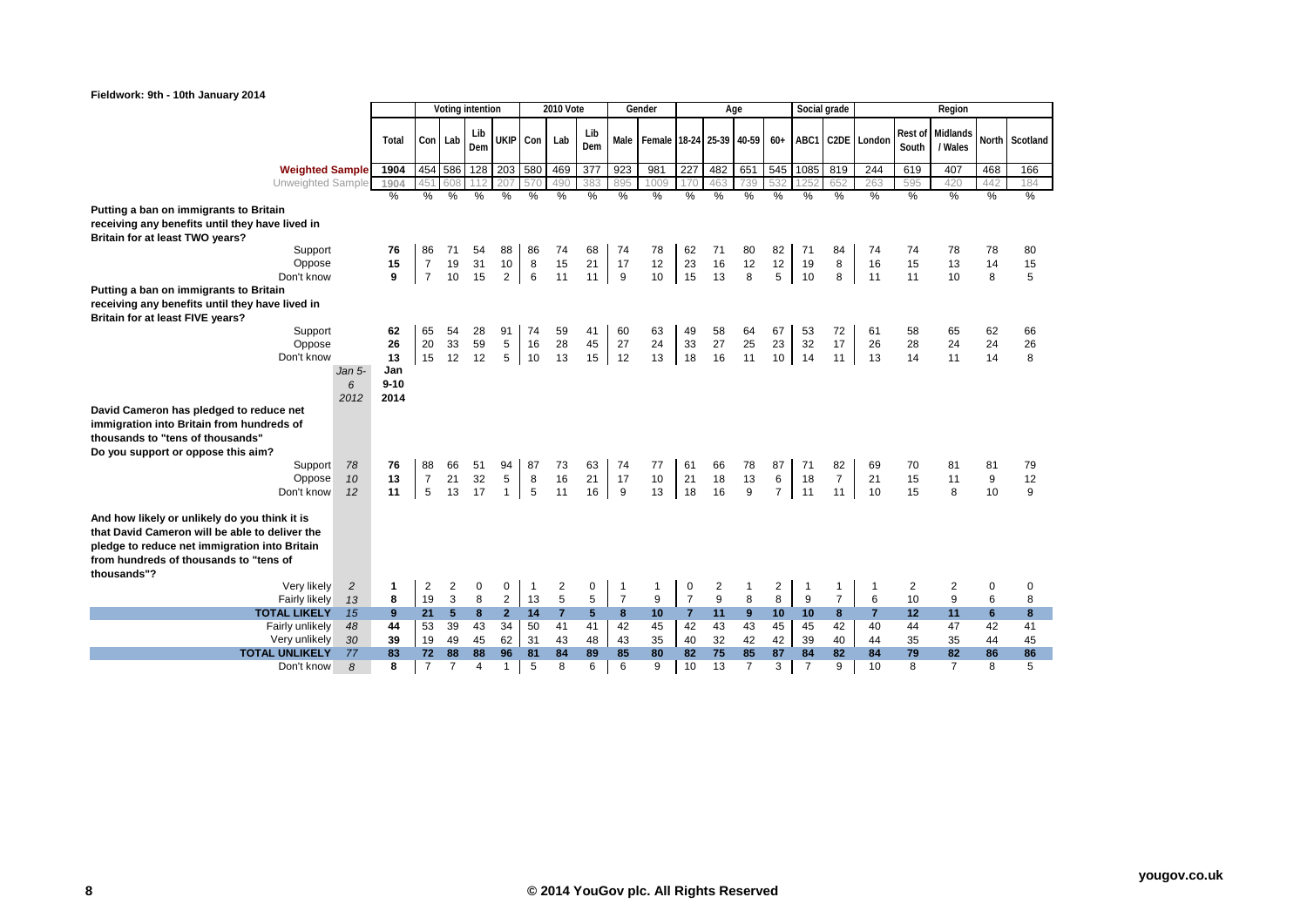Fieldwork: 9th - 10th January 2014

| | | Total | Voting intention | | | | 2010 Vote | | | Gender | | Age | | | | Social grade | | Region | | | | |
|---|---|---|---|---|---|---|---|---|---|---|---|---|---|---|---|---|---|---|---|---|---|---|
| | | | Con | Lab | Lib Dem | UKIP | Con | Lab | Lib Dem | Male | Female | 18-24 | 25-39 | 40-59 | 60+ | ABC1 | C2DE | London | Rest of South | Midlands / Wales | North | Scotland |
| **Weighted Sample** | | 1904 | 454 | 586 | 128 | 203 | 580 | 469 | 377 | 923 | 981 | 227 | 482 | 651 | 545 | 1085 | 819 | 244 | 619 | 407 | 468 | 166 |
| Unweighted Sample | | 1904 | 451 | 608 | 112 | 207 | 570 | 490 | 383 | 895 | 1009 | 170 | 463 | 739 | 532 | 1252 | 652 | 263 | 595 | 420 | 442 | 184 |
| | | % | % | % | % | % | % | % | % | % | % | % | % | % | % | % | % | % | % | % | % | % |
| **Putting a ban on immigrants to Britain receiving any benefits until they have lived in Britain for at least TWO years?** | | | | | | | | | | | | | | | | | | | | | | |
| Support | | 76 | 86 | 71 | 54 | 88 | 86 | 74 | 68 | 74 | 78 | 62 | 71 | 80 | 82 | 71 | 84 | 74 | 74 | 78 | 78 | 80 |
| Oppose | | 15 | 7 | 19 | 31 | 10 | 8 | 15 | 21 | 17 | 12 | 23 | 16 | 12 | 12 | 19 | 8 | 16 | 15 | 13 | 14 | 15 |
| Don't know | | 9 | 7 | 10 | 15 | 2 | 6 | 11 | 11 | 9 | 10 | 15 | 13 | 8 | 5 | 10 | 8 | 11 | 11 | 10 | 8 | 5 |
| **Putting a ban on immigrants to Britain receiving any benefits until they have lived in Britain for at least FIVE years?** | | | | | | | | | | | | | | | | | | | | | | |
| Support | | 62 | 65 | 54 | 28 | 91 | 74 | 59 | 41 | 60 | 63 | 49 | 58 | 64 | 67 | 53 | 72 | 61 | 58 | 65 | 62 | 66 |
| Oppose | | 26 | 20 | 33 | 59 | 5 | 16 | 28 | 45 | 27 | 24 | 33 | 27 | 25 | 23 | 32 | 17 | 26 | 28 | 24 | 24 | 26 |
| Don't know | | 13 | 15 | 12 | 12 | 5 | 10 | 13 | 15 | 12 | 13 | 18 | 16 | 11 | 10 | 14 | 11 | 13 | 14 | 11 | 14 | 8 |
| | *Jan 5-6 2012* | Jan 9-10 2014 | | | | | | | | | | | | | | | | | | | | |
| **David Cameron has pledged to reduce net immigration into Britain from hundreds of thousands to "tens of thousands" Do you support or oppose this aim?** | | | | | | | | | | | | | | | | | | | | | | |
| Support | *78* | 76 | 88 | 66 | 51 | 94 | 87 | 73 | 63 | 74 | 77 | 61 | 66 | 78 | 87 | 71 | 82 | 69 | 70 | 81 | 81 | 79 |
| Oppose | *10* | 13 | 7 | 21 | 32 | 5 | 8 | 16 | 21 | 17 | 10 | 21 | 18 | 13 | 6 | 18 | 7 | 21 | 15 | 11 | 9 | 12 |
| Don't know | *12* | 11 | 5 | 13 | 17 | 1 | 5 | 11 | 16 | 9 | 13 | 18 | 16 | 9 | 7 | 11 | 11 | 10 | 15 | 8 | 10 | 9 |
| **And how likely or unlikely do you think it is that David Cameron will be able to deliver the pledge to reduce net immigration into Britain from hundreds of thousands to "tens of thousands"?** | | | | | | | | | | | | | | | | | | | | | | |
| Very likely | *2* | 1 | 2 | 2 | 0 | 0 | 1 | 2 | 0 | 1 | 1 | 0 | 2 | 1 | 2 | 1 | 1 | 1 | 2 | 2 | 0 | 0 |
| Fairly likely | *13* | 8 | 19 | 3 | 8 | 2 | 13 | 5 | 5 | 7 | 9 | 7 | 9 | 8 | 8 | 9 | 7 | 6 | 10 | 9 | 6 | 8 |
| **TOTAL LIKELY** | *15* | **9** | **21** | **5** | **8** | **2** | **14** | **7** | **5** | **8** | **10** | **7** | **11** | **9** | **10** | **10** | **8** | **7** | **12** | **11** | **6** | **8** |
| Fairly unlikely | *48* | 44 | 53 | 39 | 43 | 34 | 50 | 41 | 41 | 42 | 45 | 42 | 43 | 43 | 45 | 45 | 42 | 40 | 44 | 47 | 42 | 41 |
| Very unlikely | *30* | 39 | 19 | 49 | 45 | 62 | 31 | 43 | 48 | 43 | 35 | 40 | 32 | 42 | 42 | 39 | 40 | 44 | 35 | 35 | 44 | 45 |
| **TOTAL UNLIKELY** | *77* | **83** | **72** | **88** | **88** | **96** | **81** | **84** | **89** | **85** | **80** | **82** | **75** | **85** | **87** | **84** | **82** | **84** | **79** | **82** | **86** | **86** |
| Don't know | *8* | 8 | 7 | 7 | 4 | 1 | 5 | 8 | 6 | 6 | 9 | 10 | 13 | 7 | 3 | 7 | 9 | 10 | 8 | 7 | 8 | 5 |

© 2014 YouGov plc. All Rights Reserved

yougov.co.uk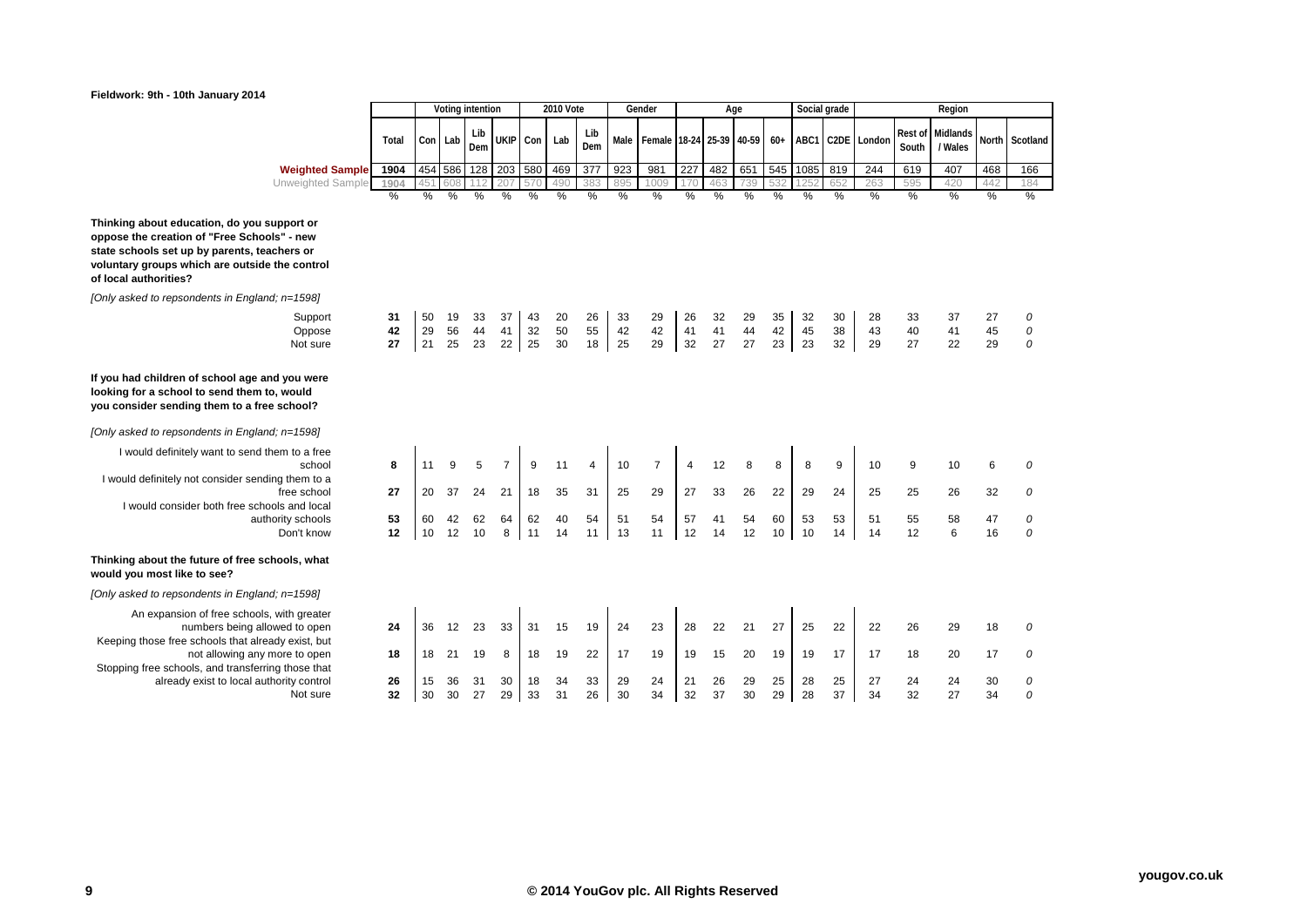Fieldwork: 9th - 10th January 2014

| | Total | Voting intention | | | | 2010 Vote | | | Gender | | Age | | | | Social grade | | Region | | | | |
|---|---|---|---|---|---|---|---|---|---|---|---|---|---|---|---|---|---|---|---|---|---|
| | | Con | Lab | Lib Dem | UKIP | Con | Lab | Lib Dem | Male | Female | 18-24 | 25-39 | 40-59 | 60+ | ABC1 | C2DE | London | Rest of South | Midlands / Wales | North | Scotland |
| **Weighted Sample** | 1904 | 454 | 586 | 128 | 203 | 580 | 469 | 377 | 923 | 981 | 227 | 482 | 651 | 545 | 1085 | 819 | 244 | 619 | 407 | 468 | 166 |
| Unweighted Sample | 1904 | 451 | 608 | 112 | 207 | 570 | 490 | 383 | 895 | 1009 | 170 | 463 | 739 | 532 | 1252 | 652 | 263 | 595 | 420 | 442 | 184 |
| | % | % | % | % | % | % | % | % | % | % | % | % | % | % | % | % | % | % | % | % | % |
| **Thinking about education, do you support or oppose the creation of "Free Schools" - new state schools set up by parents, teachers or voluntary groups which are outside the control of local authorities?** | | | | | | | | | | | | | | | | | | | | | |
| *[Only asked to repsondents in England; n=1598]* | | | | | | | | | | | | | | | | | | | | | |
| Support | 31 | 50 | 19 | 33 | 37 | 43 | 20 | 26 | 33 | 29 | 26 | 32 | 29 | 35 | 32 | 30 | 28 | 33 | 37 | 27 | 0 |
| Oppose | 42 | 29 | 56 | 44 | 41 | 32 | 50 | 55 | 42 | 42 | 41 | 41 | 44 | 42 | 45 | 38 | 43 | 40 | 41 | 45 | 0 |
| Not sure | 27 | 21 | 25 | 23 | 22 | 25 | 30 | 18 | 25 | 29 | 32 | 27 | 27 | 23 | 23 | 32 | 29 | 27 | 22 | 29 | 0 |
| **If you had children of school age and you were looking for a school to send them to, would you consider sending them to a free school?** | | | | | | | | | | | | | | | | | | | | | |
| *[Only asked to repsondents in England; n=1598]* | | | | | | | | | | | | | | | | | | | | | |
| I would definitely want to send them to a free school | 8 | 11 | 9 | 5 | 7 | 9 | 11 | 4 | 10 | 7 | 4 | 12 | 8 | 8 | 8 | 9 | 10 | 9 | 10 | 6 | 0 |
| I would definitely not consider sending them to a free school | 27 | 20 | 37 | 24 | 21 | 18 | 35 | 31 | 25 | 29 | 27 | 33 | 26 | 22 | 29 | 24 | 25 | 25 | 26 | 32 | 0 |
| I would consider both free schools and local authority schools | 53 | 60 | 42 | 62 | 64 | 62 | 40 | 54 | 51 | 54 | 57 | 41 | 54 | 60 | 53 | 53 | 51 | 55 | 58 | 47 | 0 |
| Don't know | 12 | 10 | 12 | 10 | 8 | 11 | 14 | 11 | 13 | 11 | 12 | 14 | 12 | 10 | 10 | 14 | 14 | 12 | 6 | 16 | 0 |
| **Thinking about the future of free schools, what would you most like to see?** | | | | | | | | | | | | | | | | | | | | | |
| *[Only asked to repsondents in England; n=1598]* | | | | | | | | | | | | | | | | | | | | | |
| An expansion of free schools, with greater numbers being allowed to open | 24 | 36 | 12 | 23 | 33 | 31 | 15 | 19 | 24 | 23 | 28 | 22 | 21 | 27 | 25 | 22 | 22 | 26 | 29 | 18 | 0 |
| Keeping those free schools that already exist, but not allowing any more to open | 18 | 18 | 21 | 19 | 8 | 18 | 19 | 22 | 17 | 19 | 19 | 15 | 20 | 19 | 19 | 17 | 17 | 18 | 20 | 17 | 0 |
| Stopping free schools, and transferring those that already exist to local authority control | 26 | 15 | 36 | 31 | 30 | 18 | 34 | 33 | 29 | 24 | 21 | 26 | 29 | 25 | 28 | 25 | 27 | 24 | 24 | 30 | 0 |
| Not sure | 32 | 30 | 30 | 27 | 29 | 33 | 31 | 26 | 30 | 34 | 32 | 37 | 30 | 29 | 28 | 37 | 34 | 32 | 27 | 34 | 0 |

© 2014 YouGov plc. All Rights Reserved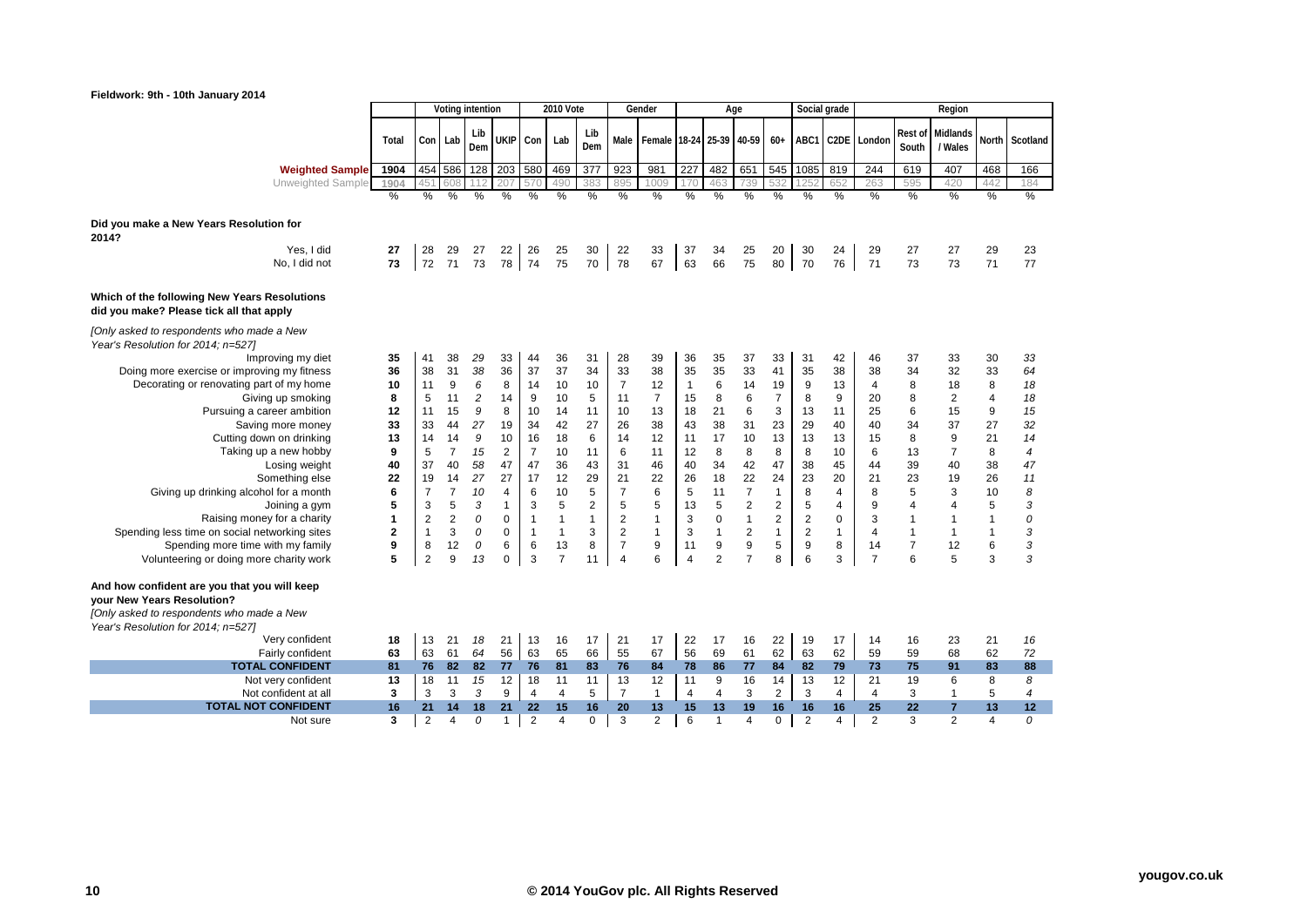**Fieldwork: 9th - 10th January 2014**

| | Total | Voting intention | | | | 2010 Vote | | | Gender | | Age | | | | Social grade | | Region | | | | |
|---|---|---|---|---|---|---|---|---|---|---|---|---|---|---|---|---|---|---|---|---|---|
| | | Con | Lab | Lib Dem | UKIP | Con | Lab | Lib Dem | Male | Female | 18-24 | 25-39 | 40-59 | 60+ | ABC1 | C2DE | London | Rest of South | Midlands / Wales | North | Scotland |
| **Weighted Sample** | 1904 | 454 | 586 | 128 | 203 | 580 | 469 | 377 | 923 | 981 | 227 | 482 | 651 | 545 | 1085 | 819 | 244 | 619 | 407 | 468 | 166 |
| Unweighted Sample | 1904 | 451 | 608 | 112 | 207 | 570 | 490 | 383 | 895 | 1009 | 170 | 463 | 739 | 532 | 1252 | 652 | 263 | 595 | 420 | 442 | 184 |
| | % | % | % | % | % | % | % | % | % | % | % | % | % | % | % | % | % | % | % | % | % |
| **Did you make a New Years Resolution for 2014?** | | | | | | | | | | | | | | | | | | | | | |
| Yes, I did | 27 | 28 | 29 | 27 | 22 | 26 | 25 | 30 | 22 | 33 | 37 | 34 | 25 | 20 | 30 | 24 | 29 | 27 | 27 | 29 | 23 |
| No, I did not | 73 | 72 | 71 | 73 | 78 | 74 | 75 | 70 | 78 | 67 | 63 | 66 | 75 | 80 | 70 | 76 | 71 | 73 | 73 | 71 | 77 |
| **Which of the following New Years Resolutions did you make? Please tick all that apply** | | | | | | | | | | | | | | | | | | | | | |
| *[Only asked to respondents who made a New Year's Resolution for 2014; n=527]* | | | | | | | | | | | | | | | | | | | | | |
| Improving my diet | 35 | 41 | 38 | 29 | 33 | 44 | 36 | 31 | 28 | 39 | 36 | 35 | 37 | 33 | 31 | 42 | 46 | 37 | 33 | 30 | 33 |
| Doing more exercise or improving my fitness | 36 | 38 | 31 | 38 | 36 | 37 | 37 | 34 | 33 | 38 | 35 | 35 | 33 | 41 | 35 | 38 | 38 | 34 | 32 | 33 | 64 |
| Decorating or renovating part of my home | 10 | 11 | 9 | 6 | 8 | 14 | 10 | 10 | 7 | 12 | 1 | 6 | 14 | 19 | 9 | 13 | 4 | 8 | 18 | 8 | 18 |
| Giving up smoking | 8 | 5 | 11 | 2 | 14 | 9 | 10 | 5 | 11 | 7 | 15 | 8 | 6 | 7 | 8 | 9 | 20 | 8 | 2 | 4 | 18 |
| Pursuing a career ambition | 12 | 11 | 15 | 9 | 8 | 10 | 14 | 11 | 10 | 13 | 18 | 21 | 6 | 3 | 13 | 11 | 25 | 6 | 15 | 9 | 15 |
| Saving more money | 33 | 33 | 44 | 27 | 19 | 34 | 42 | 27 | 26 | 38 | 43 | 38 | 31 | 23 | 29 | 40 | 40 | 34 | 37 | 27 | 32 |
| Cutting down on drinking | 13 | 14 | 14 | 9 | 10 | 16 | 18 | 6 | 14 | 12 | 11 | 17 | 10 | 13 | 13 | 13 | 15 | 8 | 9 | 21 | 14 |
| Taking up a new hobby | 9 | 5 | 7 | 15 | 2 | 7 | 10 | 11 | 6 | 11 | 12 | 8 | 8 | 8 | 8 | 10 | 6 | 13 | 7 | 8 | 4 |
| Losing weight | 40 | 37 | 40 | 58 | 47 | 47 | 36 | 43 | 31 | 46 | 40 | 34 | 42 | 47 | 38 | 45 | 44 | 39 | 40 | 38 | 47 |
| Something else | 22 | 19 | 14 | 27 | 27 | 17 | 12 | 29 | 21 | 22 | 26 | 18 | 22 | 24 | 23 | 20 | 21 | 23 | 19 | 26 | 11 |
| Giving up drinking alcohol for a month | 6 | 7 | 7 | 10 | 4 | 6 | 10 | 5 | 7 | 6 | 5 | 11 | 7 | 1 | 8 | 4 | 8 | 5 | 3 | 10 | 8 |
| Joining a gym | 5 | 3 | 5 | 3 | 1 | 3 | 5 | 2 | 5 | 5 | 13 | 5 | 2 | 2 | 5 | 4 | 9 | 4 | 4 | 5 | 3 |
| Raising money for a charity | 1 | 2 | 2 | 0 | 0 | 1 | 1 | 1 | 2 | 1 | 3 | 0 | 1 | 2 | 2 | 0 | 3 | 1 | 1 | 1 | 0 |
| Spending less time on social networking sites | 2 | 1 | 3 | 0 | 0 | 1 | 1 | 3 | 2 | 2 | 3 | 1 | 2 | 1 | 2 | 1 | 4 | 1 | 1 | 1 | 3 |
| Spending more time with my family | 9 | 8 | 12 | 0 | 6 | 6 | 13 | 8 | 7 | 9 | 11 | 9 | 9 | 5 | 9 | 8 | 14 | 7 | 12 | 6 | 3 |
| Volunteering or doing more charity work | 5 | 2 | 9 | 13 | 0 | 3 | 7 | 11 | 4 | 6 | 4 | 2 | 7 | 8 | 6 | 3 | 7 | 6 | 5 | 3 | 3 |
| **And how confident are you that you will keep your New Years Resolution?** | | | | | | | | | | | | | | | | | | | | | |
| *[Only asked to respondents who made a New Year's Resolution for 2014; n=527]* | | | | | | | | | | | | | | | | | | | | | |
| Very confident | 18 | 13 | 21 | 18 | 21 | 13 | 16 | 17 | 21 | 17 | 22 | 17 | 16 | 22 | 19 | 17 | 14 | 16 | 23 | 21 | 16 |
| Fairly confident | 63 | 63 | 61 | 64 | 56 | 63 | 65 | 66 | 55 | 67 | 56 | 69 | 61 | 62 | 63 | 62 | 59 | 59 | 68 | 62 | 72 |
| **TOTAL CONFIDENT** | **81** | **76** | **82** | **82** | **77** | **76** | **81** | **83** | **76** | **84** | **78** | **86** | **77** | **84** | **82** | **79** | **73** | **75** | **91** | **83** | **88** |
| Not very confident | 13 | 18 | 11 | 15 | 12 | 18 | 11 | 11 | 13 | 12 | 11 | 9 | 16 | 14 | 13 | 12 | 21 | 19 | 6 | 8 | 8 |
| Not confident at all | 3 | 3 | 3 | 3 | 9 | 4 | 4 | 5 | 7 | 1 | 4 | 4 | 3 | 2 | 3 | 4 | 4 | 3 | 1 | 5 | 4 |
| **TOTAL NOT CONFIDENT** | **16** | **21** | **14** | **18** | **21** | **22** | **15** | **16** | **20** | **13** | **15** | **13** | **19** | **16** | **16** | **16** | **25** | **22** | **7** | **13** | **12** |
| Not sure | 3 | 2 | 4 | 0 | 1 | 2 | 4 | 0 | 3 | 2 | 6 | 1 | 4 | 0 | 2 | 4 | 2 | 3 | 2 | 4 | 0 |

© 2014 YouGov plc. All Rights Reserved

yougov.co.uk